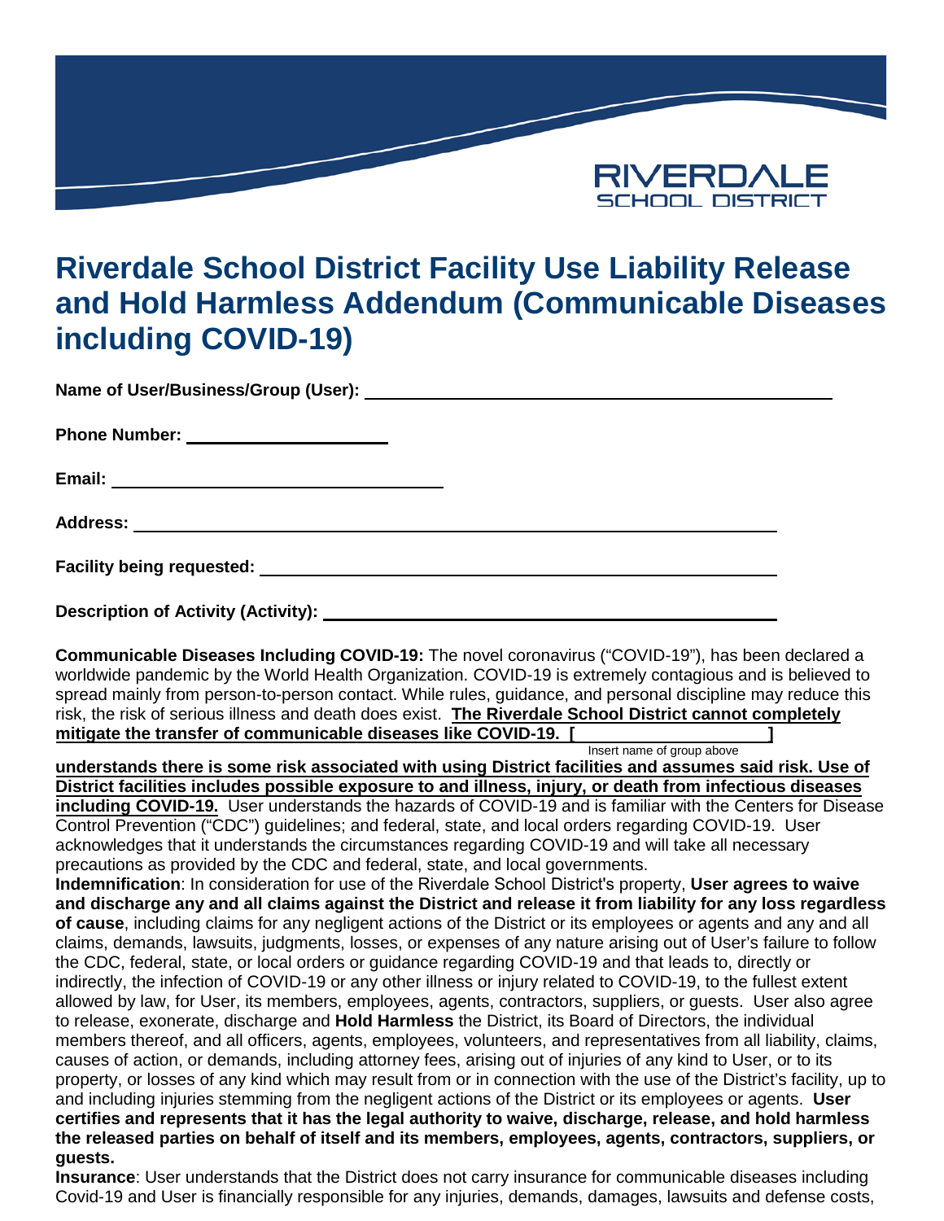RIVERDALE
SCHOOL DISTRICT

# Riverdale School District Facility Use Liability Release and Hold Harmless Addendum (Communicable Diseases including COVID-19)

**Name of User/Business/Group (User):** ______________________________________________

**Phone Number:** ______________________

**Email:** ____________________________________

**Address:** ____________________________________________________________

**Facility being requested:** ____________________________________________________

**Description of Activity (Activity):** ____________________________________________

**Communicable Diseases Including COVID-19:** The novel coronavirus ("COVID-19"), has been declared a worldwide pandemic by the World Health Organization. COVID-19 is extremely contagious and is believed to spread mainly from person-to-person contact. While rules, guidance, and personal discipline may reduce this risk, the risk of serious illness and death does exist. **The Riverdale School District cannot completely mitigate the transfer of communicable diseases like COVID-19. [____________________]** (Insert name of group above) **understands there is some risk associated with using District facilities and assumes said risk. Use of District facilities includes possible exposure to and illness, injury, or death from infectious diseases including COVID-19.** User understands the hazards of COVID-19 and is familiar with the Centers for Disease Control Prevention ("CDC") guidelines; and federal, state, and local orders regarding COVID-19. User acknowledges that it understands the circumstances regarding COVID-19 and will take all necessary precautions as provided by the CDC and federal, state, and local governments.

**Indemnification**: In consideration for use of the Riverdale School District's property, **User agrees to waive and discharge any and all claims against the District and release it from liability for any loss regardless of cause**, including claims for any negligent actions of the District or its employees or agents and any and all claims, demands, lawsuits, judgments, losses, or expenses of any nature arising out of User's failure to follow the CDC, federal, state, or local orders or guidance regarding COVID-19 and that leads to, directly or indirectly, the infection of COVID-19 or any other illness or injury related to COVID-19, to the fullest extent allowed by law, for User, its members, employees, agents, contractors, suppliers, or guests. User also agree to release, exonerate, discharge and **Hold Harmless** the District, its Board of Directors, the individual members thereof, and all officers, agents, employees, volunteers, and representatives from all liability, claims, causes of action, or demands, including attorney fees, arising out of injuries of any kind to User, or to its property, or losses of any kind which may result from or in connection with the use of the District's facility, up to and including injuries stemming from the negligent actions of the District or its employees or agents. **User certifies and represents that it has the legal authority to waive, discharge, release, and hold harmless the released parties on behalf of itself and its members, employees, agents, contractors, suppliers, or guests.**

**Insurance**: User understands that the District does not carry insurance for communicable diseases including Covid-19 and User is financially responsible for any injuries, demands, damages, lawsuits and defense costs,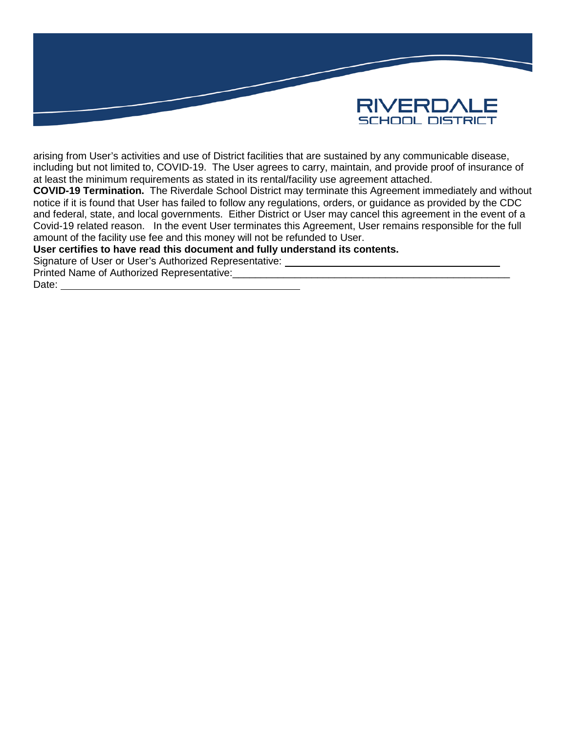arising from User's activities and use of District facilities that are sustained by any communicable disease, including but not limited to, COVID-19. The User agrees to carry, maintain, and provide proof of insurance of at least the minimum requirements as stated in its rental/facility use agreement attached.

**COVID-19 Termination.** The Riverdale School District may terminate this Agreement immediately and without notice if it is found that User has failed to follow any regulations, orders, or guidance as provided by the CDC and federal, state, and local governments. Either District or User may cancel this agreement in the event of a Covid-19 related reason. In the event User terminates this Agreement, User remains responsible for the full amount of the facility use fee and this money will not be refunded to User.

**User certifies to have read this document and fully understand its contents.**

Signature of User or User's Authorized Representative: ________________________________________

Printed Name of Authorized Representative:_________________________________________________

Date: ____________________________________________